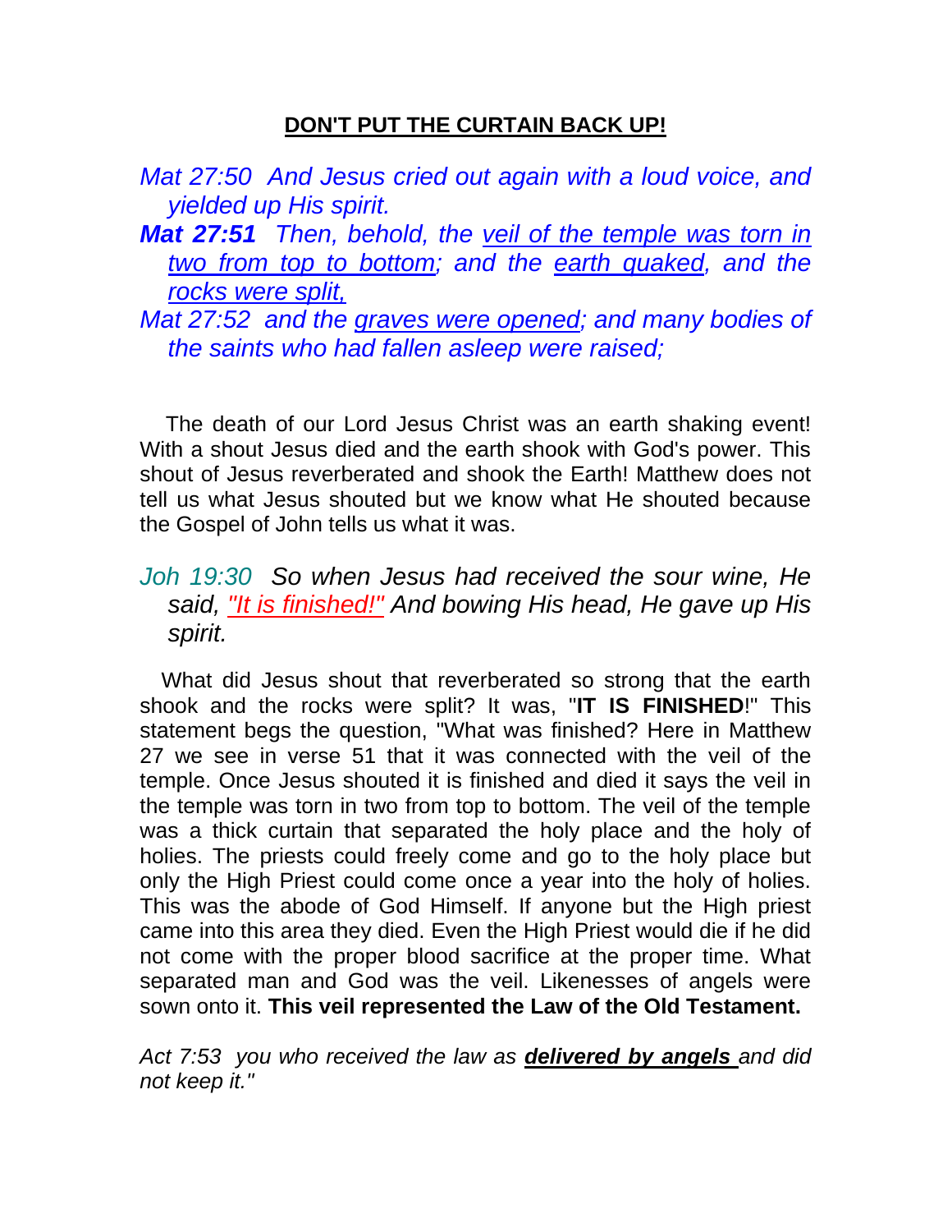# **DON'T PUT THE CURTAIN BACK UP!**

*Mat 27:50 And Jesus cried out again with a loud voice, and yielded up His spirit.*

***Mat 27:51*** *Then, behold, the veil of the temple was torn in two from top to bottom; and the earth quaked, and the rocks were split,*

*Mat 27:52 and the graves were opened; and many bodies of the saints who had fallen asleep were raised;*

The death of our Lord Jesus Christ was an earth shaking event! With a shout Jesus died and the earth shook with God's power. This shout of Jesus reverberated and shook the Earth! Matthew does not tell us what Jesus shouted but we know what He shouted because the Gospel of John tells us what it was.

*Joh 19:30 So when Jesus had received the sour wine, He said, "It is finished!" And bowing His head, He gave up His spirit.*

What did Jesus shout that reverberated so strong that the earth shook and the rocks were split? It was, "**IT IS FINISHED**!" This statement begs the question, "What was finished? Here in Matthew 27 we see in verse 51 that it was connected with the veil of the temple. Once Jesus shouted it is finished and died it says the veil in the temple was torn in two from top to bottom. The veil of the temple was a thick curtain that separated the holy place and the holy of holies. The priests could freely come and go to the holy place but only the High Priest could come once a year into the holy of holies. This was the abode of God Himself. If anyone but the High priest came into this area they died. Even the High Priest would die if he did not come with the proper blood sacrifice at the proper time. What separated man and God was the veil. Likenesses of angels were sown onto it. **This veil represented the Law of the Old Testament.**

*Act 7:53 you who received the law as* ***delivered by angels*** *and did not keep it."*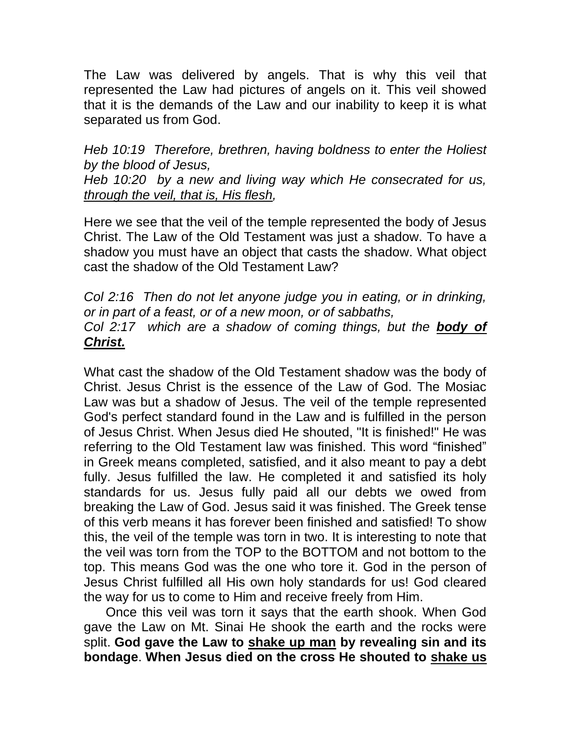The Law was delivered by angels. That is why this veil that represented the Law had pictures of angels on it. This veil showed that it is the demands of the Law and our inability to keep it is what separated us from God.

*Heb 10:19 Therefore, brethren, having boldness to enter the Holiest by the blood of Jesus,*
*Heb 10:20 by a new and living way which He consecrated for us, <u>through the veil, that is, His flesh</u>,*

Here we see that the veil of the temple represented the body of Jesus Christ. The Law of the Old Testament was just a shadow. To have a shadow you must have an object that casts the shadow. What object cast the shadow of the Old Testament Law?

*Col 2:16 Then do not let anyone judge you in eating, or in drinking, or in part of a feast, or of a new moon, or of sabbaths,*
*Col 2:17 which are a shadow of coming things, but the* ***<u>body of Christ.</u>***

What cast the shadow of the Old Testament shadow was the body of Christ. Jesus Christ is the essence of the Law of God. The Mosiac Law was but a shadow of Jesus. The veil of the temple represented God's perfect standard found in the Law and is fulfilled in the person of Jesus Christ. When Jesus died He shouted, "It is finished!" He was referring to the Old Testament law was finished. This word "finished" in Greek means completed, satisfied, and it also meant to pay a debt fully. Jesus fulfilled the law. He completed it and satisfied its holy standards for us. Jesus fully paid all our debts we owed from breaking the Law of God. Jesus said it was finished. The Greek tense of this verb means it has forever been finished and satisfied! To show this, the veil of the temple was torn in two. It is interesting to note that the veil was torn from the TOP to the BOTTOM and not bottom to the top. This means God was the one who tore it. God in the person of Jesus Christ fulfilled all His own holy standards for us! God cleared the way for us to come to Him and receive freely from Him.

Once this veil was torn it says that the earth shook. When God gave the Law on Mt. Sinai He shook the earth and the rocks were split. **God gave the Law to <u>shake up man</u> by revealing sin and its bondage**. **When Jesus died on the cross He shouted to <u>shake us</u>**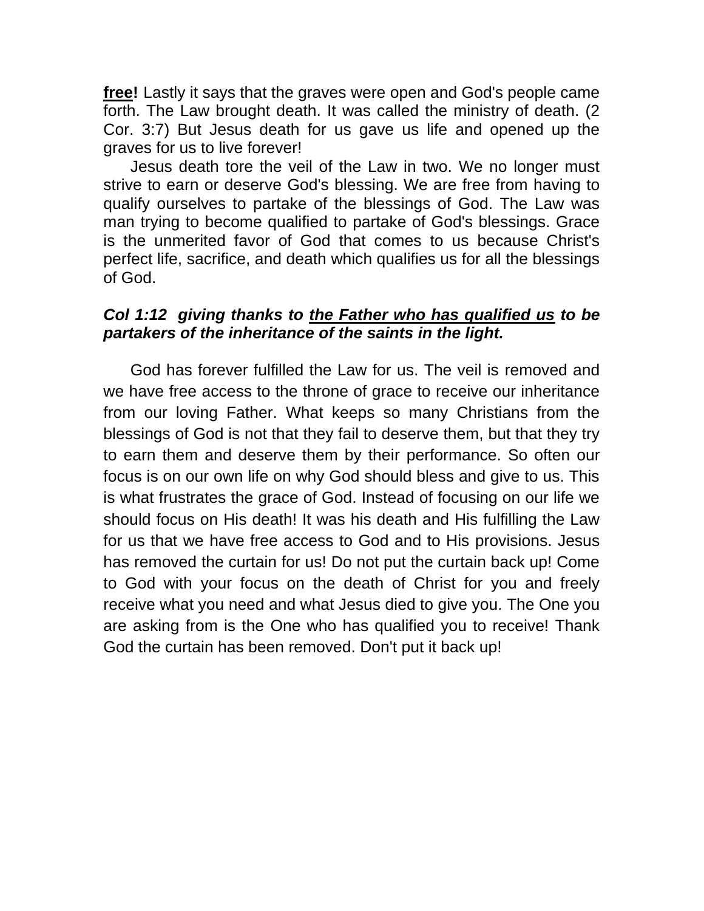**free!** Lastly it says that the graves were open and God's people came forth. The Law brought death. It was called the ministry of death. (2 Cor. 3:7) But Jesus death for us gave us life and opened up the graves for us to live forever!

Jesus death tore the veil of the Law in two. We no longer must strive to earn or deserve God's blessing. We are free from having to qualify ourselves to partake of the blessings of God. The Law was man trying to become qualified to partake of God's blessings. Grace is the unmerited favor of God that comes to us because Christ's perfect life, sacrifice, and death which qualifies us for all the blessings of God.

***Col 1:12 giving thanks to <u>the Father who has qualified us</u> to be partakers of the inheritance of the saints in the light.***

God has forever fulfilled the Law for us. The veil is removed and we have free access to the throne of grace to receive our inheritance from our loving Father. What keeps so many Christians from the blessings of God is not that they fail to deserve them, but that they try to earn them and deserve them by their performance. So often our focus is on our own life on why God should bless and give to us. This is what frustrates the grace of God. Instead of focusing on our life we should focus on His death! It was his death and His fulfilling the Law for us that we have free access to God and to His provisions. Jesus has removed the curtain for us! Do not put the curtain back up! Come to God with your focus on the death of Christ for you and freely receive what you need and what Jesus died to give you. The One you are asking from is the One who has qualified you to receive! Thank God the curtain has been removed. Don't put it back up!